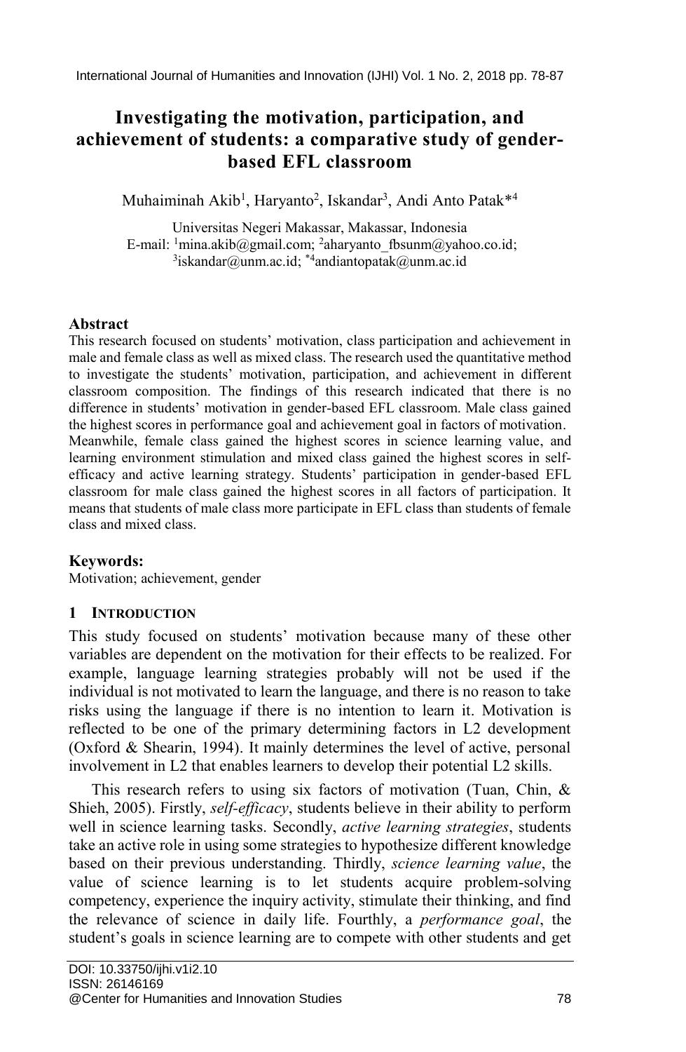# Investigating the motivation, participation, and achievement of students: a comparative study of gender-based EFL classroom

Muhaiminah Akib[1], Haryanto[2], Iskandar[3], Andi Anto Patak*[4]

Universitas Negeri Makassar, Makassar, Indonesia
E-mail: [1]mina.akib@gmail.com; [2]aharyanto_fbsunm@yahoo.co.id; [3]iskandar@unm.ac.id; *[4]andiantopatak@unm.ac.id

## Abstract

This research focused on students' motivation, class participation and achievement in male and female class as well as mixed class. The research used the quantitative method to investigate the students' motivation, participation, and achievement in different classroom composition. The findings of this research indicated that there is no difference in students' motivation in gender-based EFL classroom. Male class gained the highest scores in performance goal and achievement goal in factors of motivation. Meanwhile, female class gained the highest scores in science learning value, and learning environment stimulation and mixed class gained the highest scores in self-efficacy and active learning strategy. Students' participation in gender-based EFL classroom for male class gained the highest scores in all factors of participation. It means that students of male class more participate in EFL class than students of female class and mixed class.

## Keywords:

Motivation; achievement, gender

## 1 Introduction

This study focused on students' motivation because many of these other variables are dependent on the motivation for their effects to be realized. For example, language learning strategies probably will not be used if the individual is not motivated to learn the language, and there is no reason to take risks using the language if there is no intention to learn it. Motivation is reflected to be one of the primary determining factors in L2 development (Oxford & Shearin, 1994). It mainly determines the level of active, personal involvement in L2 that enables learners to develop their potential L2 skills.

This research refers to using six factors of motivation (Tuan, Chin, & Shieh, 2005). Firstly, *self-efficacy*, students believe in their ability to perform well in science learning tasks. Secondly, *active learning strategies*, students take an active role in using some strategies to hypothesize different knowledge based on their previous understanding. Thirdly, *science learning value*, the value of science learning is to let students acquire problem-solving competency, experience the inquiry activity, stimulate their thinking, and find the relevance of science in daily life. Fourthly, a *performance goal*, the student's goals in science learning are to compete with other students and get

DOI: 10.33750/ijhi.v1i2.10
ISSN: 26146169
@Center for Humanities and Innovation Studies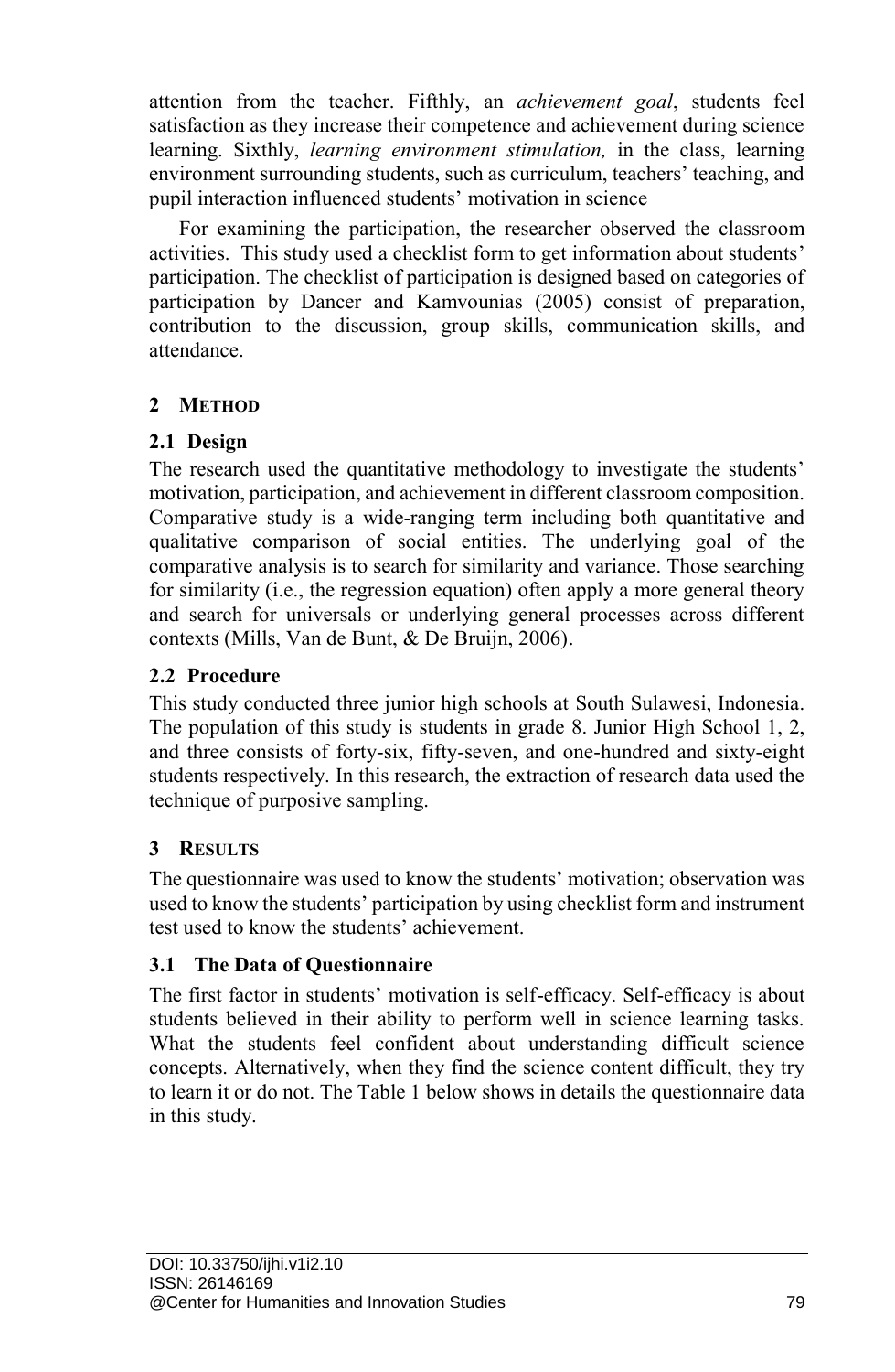attention from the teacher. Fifthly, an *achievement goal*, students feel satisfaction as they increase their competence and achievement during science learning. Sixthly, *learning environment stimulation,* in the class, learning environment surrounding students, such as curriculum, teachers' teaching, and pupil interaction influenced students' motivation in science

For examining the participation, the researcher observed the classroom activities. This study used a checklist form to get information about students' participation. The checklist of participation is designed based on categories of participation by Dancer and Kamvounias (2005) consist of preparation, contribution to the discussion, group skills, communication skills, and attendance.

## 2 METHOD

### 2.1 Design

The research used the quantitative methodology to investigate the students' motivation, participation, and achievement in different classroom composition. Comparative study is a wide-ranging term including both quantitative and qualitative comparison of social entities. The underlying goal of the comparative analysis is to search for similarity and variance. Those searching for similarity (i.e., the regression equation) often apply a more general theory and search for universals or underlying general processes across different contexts (Mills, Van de Bunt, & De Bruijn, 2006).

### 2.2 Procedure

This study conducted three junior high schools at South Sulawesi, Indonesia. The population of this study is students in grade 8. Junior High School 1, 2, and three consists of forty-six, fifty-seven, and one-hundred and sixty-eight students respectively. In this research, the extraction of research data used the technique of purposive sampling.

## 3 RESULTS

The questionnaire was used to know the students' motivation; observation was used to know the students' participation by using checklist form and instrument test used to know the students' achievement.

### 3.1 The Data of Questionnaire

The first factor in students' motivation is self-efficacy. Self-efficacy is about students believed in their ability to perform well in science learning tasks. What the students feel confident about understanding difficult science concepts. Alternatively, when they find the science content difficult, they try to learn it or do not. The Table 1 below shows in details the questionnaire data in this study.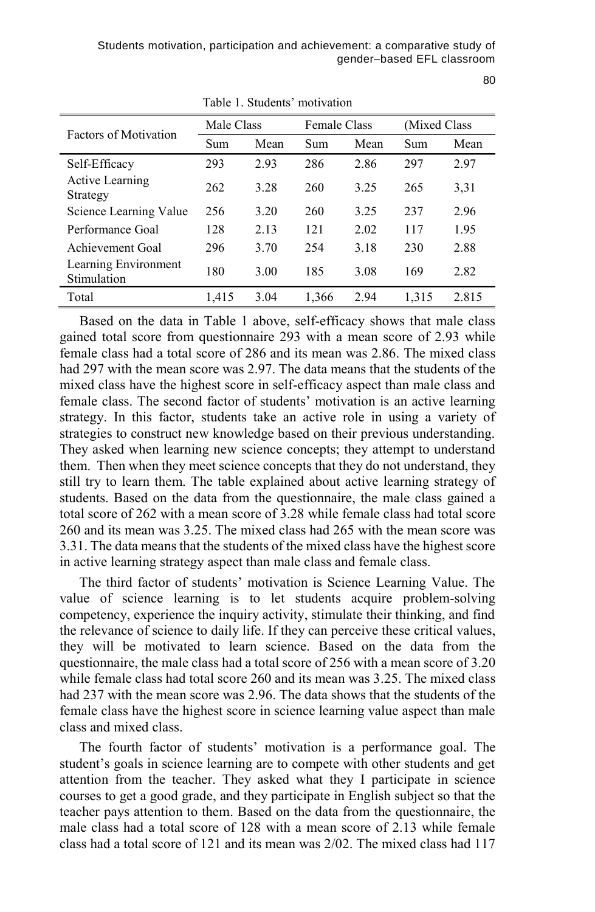Table 1. Students' motivation

| Factors of Motivation | Male Class | | Female Class | | (Mixed Class | |
|---|---|---|---|---|---|---|
| | Sum | Mean | Sum | Mean | Sum | Mean |
| Self-Efficacy | 293 | 2.93 | 286 | 2.86 | 297 | 2.97 |
| Active Learning Strategy | 262 | 3.28 | 260 | 3.25 | 265 | 3,31 |
| Science Learning Value | 256 | 3.20 | 260 | 3.25 | 237 | 2.96 |
| Performance Goal | 128 | 2.13 | 121 | 2.02 | 117 | 1.95 |
| Achievement Goal | 296 | 3.70 | 254 | 3.18 | 230 | 2.88 |
| Learning Environment Stimulation | 180 | 3.00 | 185 | 3.08 | 169 | 2.82 |
| Total | 1,415 | 3.04 | 1,366 | 2.94 | 1,315 | 2.815 |

Based on the data in Table 1 above, self-efficacy shows that male class gained total score from questionnaire 293 with a mean score of 2.93 while female class had a total score of 286 and its mean was 2.86. The mixed class had 297 with the mean score was 2.97. The data means that the students of the mixed class have the highest score in self-efficacy aspect than male class and female class. The second factor of students' motivation is an active learning strategy. In this factor, students take an active role in using a variety of strategies to construct new knowledge based on their previous understanding. They asked when learning new science concepts; they attempt to understand them. Then when they meet science concepts that they do not understand, they still try to learn them. The table explained about active learning strategy of students. Based on the data from the questionnaire, the male class gained a total score of 262 with a mean score of 3.28 while female class had total score 260 and its mean was 3.25. The mixed class had 265 with the mean score was 3.31. The data means that the students of the mixed class have the highest score in active learning strategy aspect than male class and female class.

The third factor of students' motivation is Science Learning Value. The value of science learning is to let students acquire problem-solving competency, experience the inquiry activity, stimulate their thinking, and find the relevance of science to daily life. If they can perceive these critical values, they will be motivated to learn science. Based on the data from the questionnaire, the male class had a total score of 256 with a mean score of 3.20 while female class had total score 260 and its mean was 3.25. The mixed class had 237 with the mean score was 2.96. The data shows that the students of the female class have the highest score in science learning value aspect than male class and mixed class.

The fourth factor of students' motivation is a performance goal. The student's goals in science learning are to compete with other students and get attention from the teacher. They asked what they I participate in science courses to get a good grade, and they participate in English subject so that the teacher pays attention to them. Based on the data from the questionnaire, the male class had a total score of 128 with a mean score of 2.13 while female class had a total score of 121 and its mean was 2/02. The mixed class had 117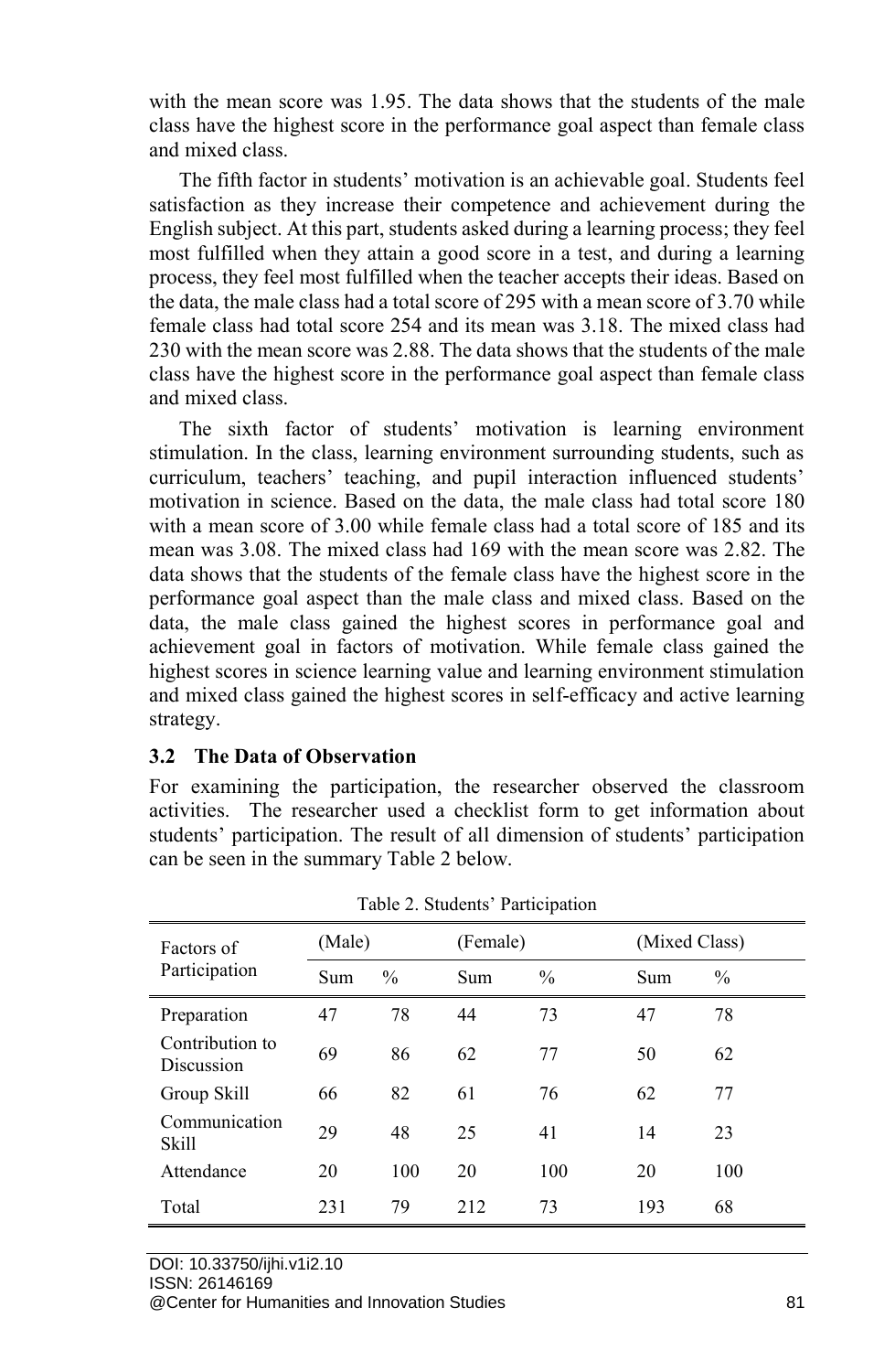with the mean score was 1.95. The data shows that the students of the male class have the highest score in the performance goal aspect than female class and mixed class.

The fifth factor in students' motivation is an achievable goal. Students feel satisfaction as they increase their competence and achievement during the English subject. At this part, students asked during a learning process; they feel most fulfilled when they attain a good score in a test, and during a learning process, they feel most fulfilled when the teacher accepts their ideas. Based on the data, the male class had a total score of 295 with a mean score of 3.70 while female class had total score 254 and its mean was 3.18. The mixed class had 230 with the mean score was 2.88. The data shows that the students of the male class have the highest score in the performance goal aspect than female class and mixed class.

The sixth factor of students' motivation is learning environment stimulation. In the class, learning environment surrounding students, such as curriculum, teachers' teaching, and pupil interaction influenced students' motivation in science. Based on the data, the male class had total score 180 with a mean score of 3.00 while female class had a total score of 185 and its mean was 3.08. The mixed class had 169 with the mean score was 2.82. The data shows that the students of the female class have the highest score in the performance goal aspect than the male class and mixed class. Based on the data, the male class gained the highest scores in performance goal and achievement goal in factors of motivation. While female class gained the highest scores in science learning value and learning environment stimulation and mixed class gained the highest scores in self-efficacy and active learning strategy.

### 3.2 The Data of Observation

For examining the participation, the researcher observed the classroom activities. The researcher used a checklist form to get information about students' participation. The result of all dimension of students' participation can be seen in the summary Table 2 below.

Table 2. Students' Participation

| Factors of Participation | (Male) | | (Female) | | (Mixed Class) | |
|---|---|---|---|---|---|---|
| | Sum | % | Sum | % | Sum | % |
| Preparation | 47 | 78 | 44 | 73 | 47 | 78 |
| Contribution to Discussion | 69 | 86 | 62 | 77 | 50 | 62 |
| Group Skill | 66 | 82 | 61 | 76 | 62 | 77 |
| Communication Skill | 29 | 48 | 25 | 41 | 14 | 23 |
| Attendance | 20 | 100 | 20 | 100 | 20 | 100 |
| Total | 231 | 79 | 212 | 73 | 193 | 68 |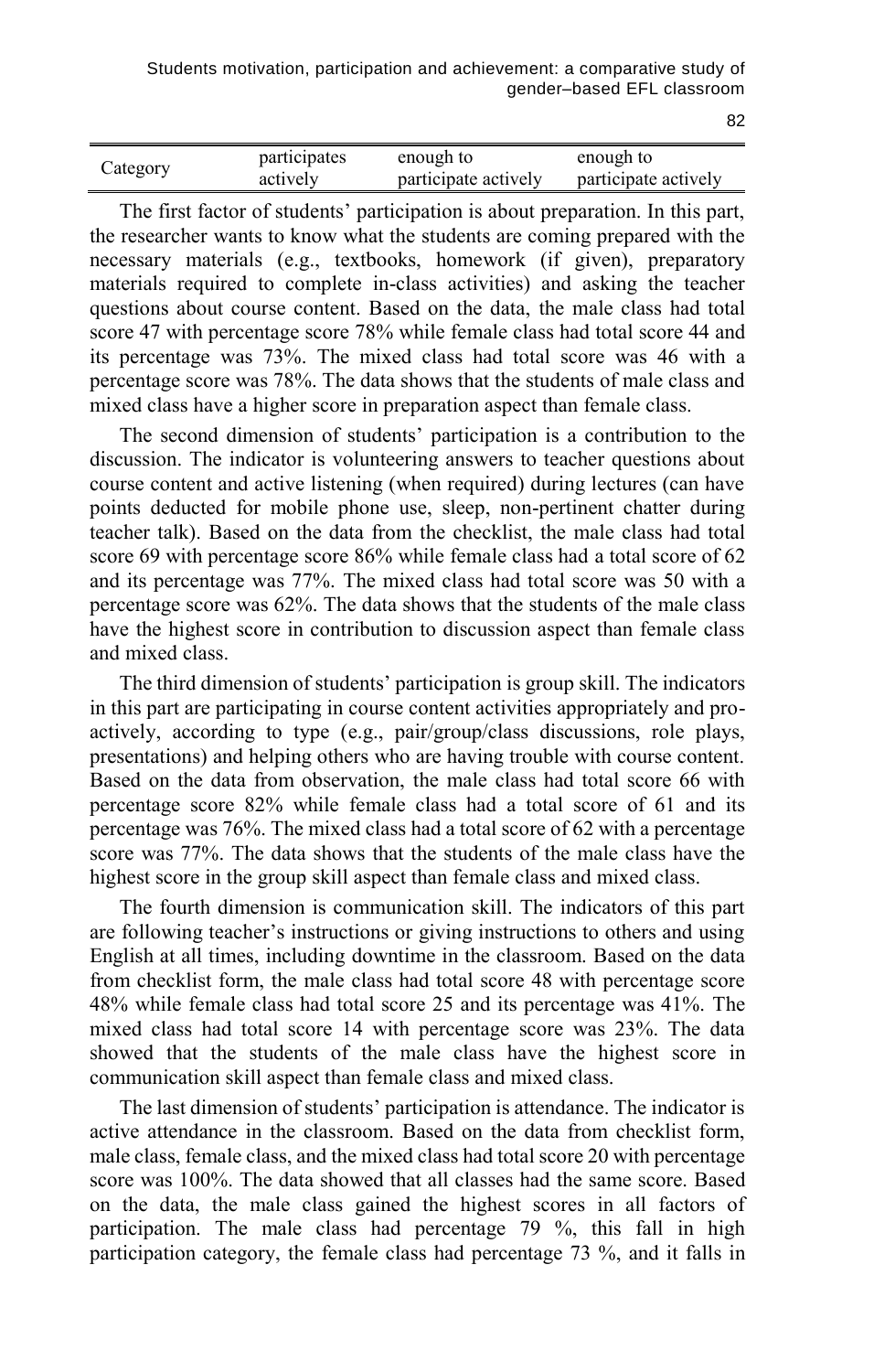| Category | participates actively | enough to participate actively | enough to participate actively |
|---|---|---|---|

The first factor of students' participation is about preparation. In this part, the researcher wants to know what the students are coming prepared with the necessary materials (e.g., textbooks, homework (if given), preparatory materials required to complete in-class activities) and asking the teacher questions about course content. Based on the data, the male class had total score 47 with percentage score 78% while female class had total score 44 and its percentage was 73%. The mixed class had total score was 46 with a percentage score was 78%. The data shows that the students of male class and mixed class have a higher score in preparation aspect than female class.

The second dimension of students' participation is a contribution to the discussion. The indicator is volunteering answers to teacher questions about course content and active listening (when required) during lectures (can have points deducted for mobile phone use, sleep, non-pertinent chatter during teacher talk). Based on the data from the checklist, the male class had total score 69 with percentage score 86% while female class had a total score of 62 and its percentage was 77%. The mixed class had total score was 50 with a percentage score was 62%. The data shows that the students of the male class have the highest score in contribution to discussion aspect than female class and mixed class.

The third dimension of students' participation is group skill. The indicators in this part are participating in course content activities appropriately and pro-actively, according to type (e.g., pair/group/class discussions, role plays, presentations) and helping others who are having trouble with course content. Based on the data from observation, the male class had total score 66 with percentage score 82% while female class had a total score of 61 and its percentage was 76%. The mixed class had a total score of 62 with a percentage score was 77%. The data shows that the students of the male class have the highest score in the group skill aspect than female class and mixed class.

The fourth dimension is communication skill. The indicators of this part are following teacher's instructions or giving instructions to others and using English at all times, including downtime in the classroom. Based on the data from checklist form, the male class had total score 48 with percentage score 48% while female class had total score 25 and its percentage was 41%. The mixed class had total score 14 with percentage score was 23%. The data showed that the students of the male class have the highest score in communication skill aspect than female class and mixed class.

The last dimension of students' participation is attendance. The indicator is active attendance in the classroom. Based on the data from checklist form, male class, female class, and the mixed class had total score 20 with percentage score was 100%. The data showed that all classes had the same score. Based on the data, the male class gained the highest scores in all factors of participation. The male class had percentage 79 %, this fall in high participation category, the female class had percentage 73 %, and it falls in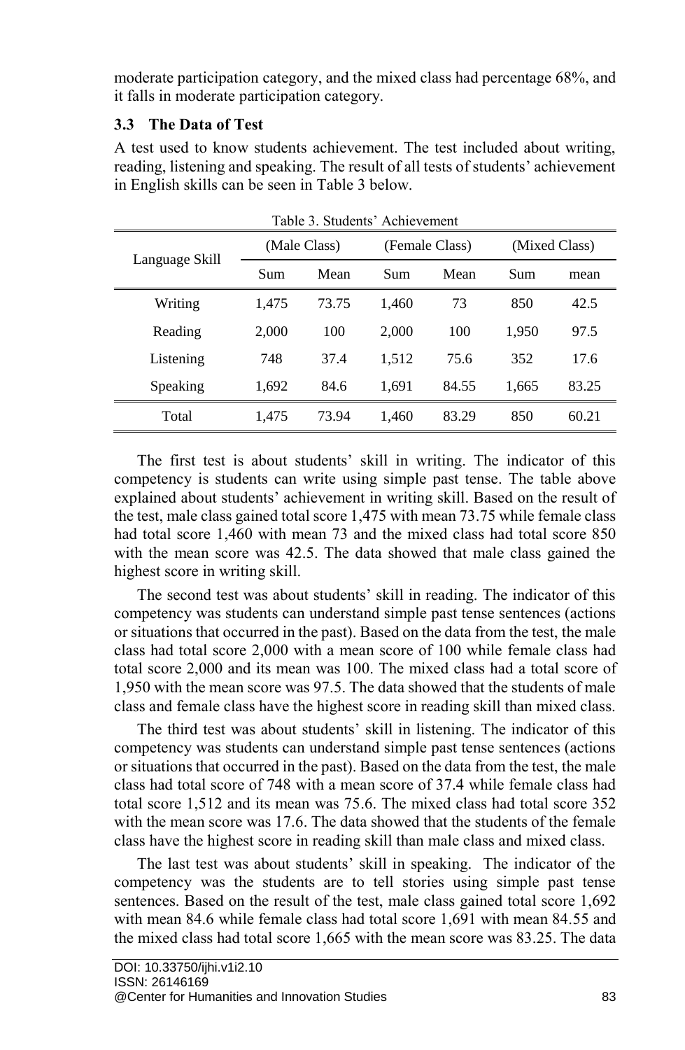moderate participation category, and the mixed class had percentage 68%, and it falls in moderate participation category.

### 3.3 The Data of Test

A test used to know students achievement. The test included about writing, reading, listening and speaking. The result of all tests of students' achievement in English skills can be seen in Table 3 below.

Table 3. Students' Achievement

| Language Skill | (Male Class) | | (Female Class) | | (Mixed Class) | |
|---|---|---|---|---|---|---|
| | Sum | Mean | Sum | Mean | Sum | mean |
| Writing | 1,475 | 73.75 | 1,460 | 73 | 850 | 42.5 |
| Reading | 2,000 | 100 | 2,000 | 100 | 1,950 | 97.5 |
| Listening | 748 | 37.4 | 1,512 | 75.6 | 352 | 17.6 |
| Speaking | 1,692 | 84.6 | 1,691 | 84.55 | 1,665 | 83.25 |
| Total | 1,475 | 73.94 | 1,460 | 83.29 | 850 | 60.21 |

The first test is about students' skill in writing. The indicator of this competency is students can write using simple past tense. The table above explained about students' achievement in writing skill. Based on the result of the test, male class gained total score 1,475 with mean 73.75 while female class had total score 1,460 with mean 73 and the mixed class had total score 850 with the mean score was 42.5. The data showed that male class gained the highest score in writing skill.

The second test was about students' skill in reading. The indicator of this competency was students can understand simple past tense sentences (actions or situations that occurred in the past). Based on the data from the test, the male class had total score 2,000 with a mean score of 100 while female class had total score 2,000 and its mean was 100. The mixed class had a total score of 1,950 with the mean score was 97.5. The data showed that the students of male class and female class have the highest score in reading skill than mixed class.

The third test was about students' skill in listening. The indicator of this competency was students can understand simple past tense sentences (actions or situations that occurred in the past). Based on the data from the test, the male class had total score of 748 with a mean score of 37.4 while female class had total score 1,512 and its mean was 75.6. The mixed class had total score 352 with the mean score was 17.6. The data showed that the students of the female class have the highest score in reading skill than male class and mixed class.

The last test was about students' skill in speaking. The indicator of the competency was the students are to tell stories using simple past tense sentences. Based on the result of the test, male class gained total score 1,692 with mean 84.6 while female class had total score 1,691 with mean 84.55 and the mixed class had total score 1,665 with the mean score was 83.25. The data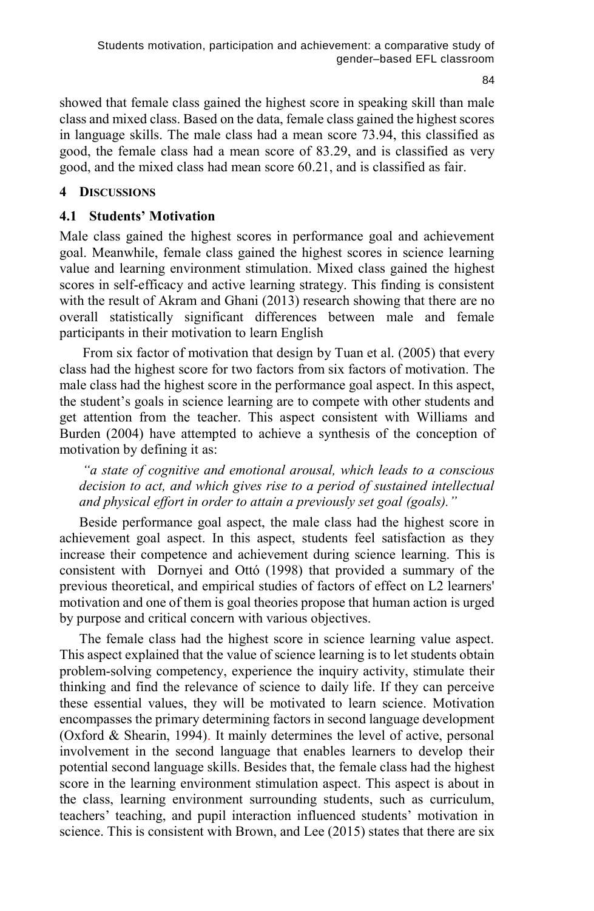showed that female class gained the highest score in speaking skill than male class and mixed class. Based on the data, female class gained the highest scores in language skills. The male class had a mean score 73.94, this classified as good, the female class had a mean score of 83.29, and is classified as very good, and the mixed class had mean score 60.21, and is classified as fair.

## 4 DISCUSSIONS

### 4.1 Students' Motivation

Male class gained the highest scores in performance goal and achievement goal. Meanwhile, female class gained the highest scores in science learning value and learning environment stimulation. Mixed class gained the highest scores in self-efficacy and active learning strategy. This finding is consistent with the result of Akram and Ghani (2013) research showing that there are no overall statistically significant differences between male and female participants in their motivation to learn English

From six factor of motivation that design by Tuan et al. (2005) that every class had the highest score for two factors from six factors of motivation. The male class had the highest score in the performance goal aspect. In this aspect, the student's goals in science learning are to compete with other students and get attention from the teacher. This aspect consistent with Williams and Burden (2004) have attempted to achieve a synthesis of the conception of motivation by defining it as:

> *"a state of cognitive and emotional arousal, which leads to a conscious decision to act, and which gives rise to a period of sustained intellectual and physical effort in order to attain a previously set goal (goals)."*

Beside performance goal aspect, the male class had the highest score in achievement goal aspect. In this aspect, students feel satisfaction as they increase their competence and achievement during science learning. This is consistent with Dornyei and Ottó (1998) that provided a summary of the previous theoretical, and empirical studies of factors of effect on L2 learners' motivation and one of them is goal theories propose that human action is urged by purpose and critical concern with various objectives.

The female class had the highest score in science learning value aspect. This aspect explained that the value of science learning is to let students obtain problem-solving competency, experience the inquiry activity, stimulate their thinking and find the relevance of science to daily life. If they can perceive these essential values, they will be motivated to learn science. Motivation encompasses the primary determining factors in second language development (Oxford & Shearin, 1994). It mainly determines the level of active, personal involvement in the second language that enables learners to develop their potential second language skills. Besides that, the female class had the highest score in the learning environment stimulation aspect. This aspect is about in the class, learning environment surrounding students, such as curriculum, teachers' teaching, and pupil interaction influenced students' motivation in science. This is consistent with Brown, and Lee (2015) states that there are six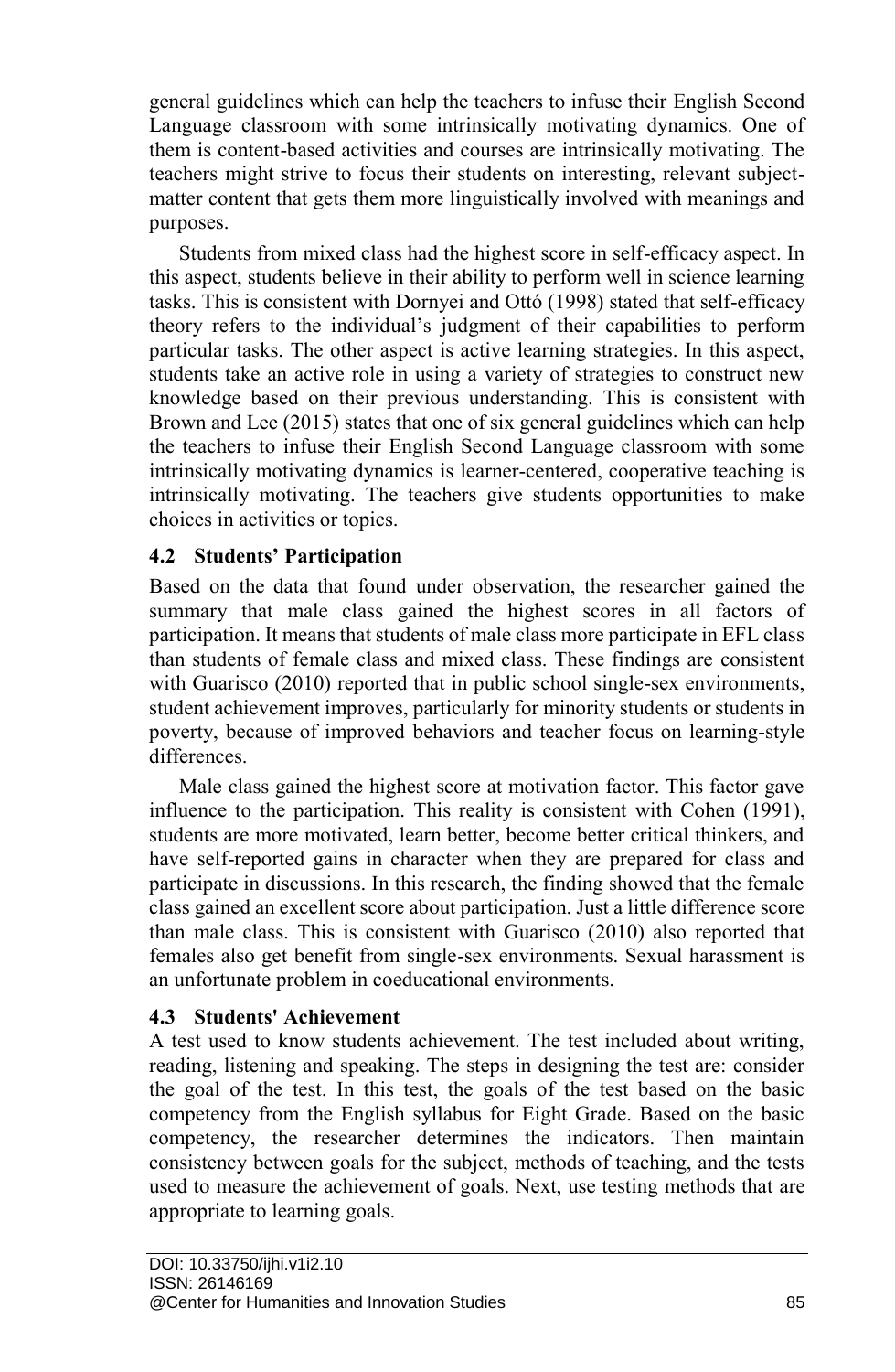general guidelines which can help the teachers to infuse their English Second Language classroom with some intrinsically motivating dynamics. One of them is content-based activities and courses are intrinsically motivating. The teachers might strive to focus their students on interesting, relevant subject-matter content that gets them more linguistically involved with meanings and purposes.

Students from mixed class had the highest score in self-efficacy aspect. In this aspect, students believe in their ability to perform well in science learning tasks. This is consistent with Dornyei and Ottó (1998) stated that self-efficacy theory refers to the individual's judgment of their capabilities to perform particular tasks. The other aspect is active learning strategies. In this aspect, students take an active role in using a variety of strategies to construct new knowledge based on their previous understanding. This is consistent with Brown and Lee (2015) states that one of six general guidelines which can help the teachers to infuse their English Second Language classroom with some intrinsically motivating dynamics is learner-centered, cooperative teaching is intrinsically motivating. The teachers give students opportunities to make choices in activities or topics.

### 4.2 Students' Participation

Based on the data that found under observation, the researcher gained the summary that male class gained the highest scores in all factors of participation. It means that students of male class more participate in EFL class than students of female class and mixed class. These findings are consistent with Guarisco (2010) reported that in public school single-sex environments, student achievement improves, particularly for minority students or students in poverty, because of improved behaviors and teacher focus on learning-style differences.

Male class gained the highest score at motivation factor. This factor gave influence to the participation. This reality is consistent with Cohen (1991), students are more motivated, learn better, become better critical thinkers, and have self-reported gains in character when they are prepared for class and participate in discussions. In this research, the finding showed that the female class gained an excellent score about participation. Just a little difference score than male class. This is consistent with Guarisco (2010) also reported that females also get benefit from single-sex environments. Sexual harassment is an unfortunate problem in coeducational environments.

### 4.3 Students' Achievement

A test used to know students achievement. The test included about writing, reading, listening and speaking. The steps in designing the test are: consider the goal of the test. In this test, the goals of the test based on the basic competency from the English syllabus for Eight Grade. Based on the basic competency, the researcher determines the indicators. Then maintain consistency between goals for the subject, methods of teaching, and the tests used to measure the achievement of goals. Next, use testing methods that are appropriate to learning goals.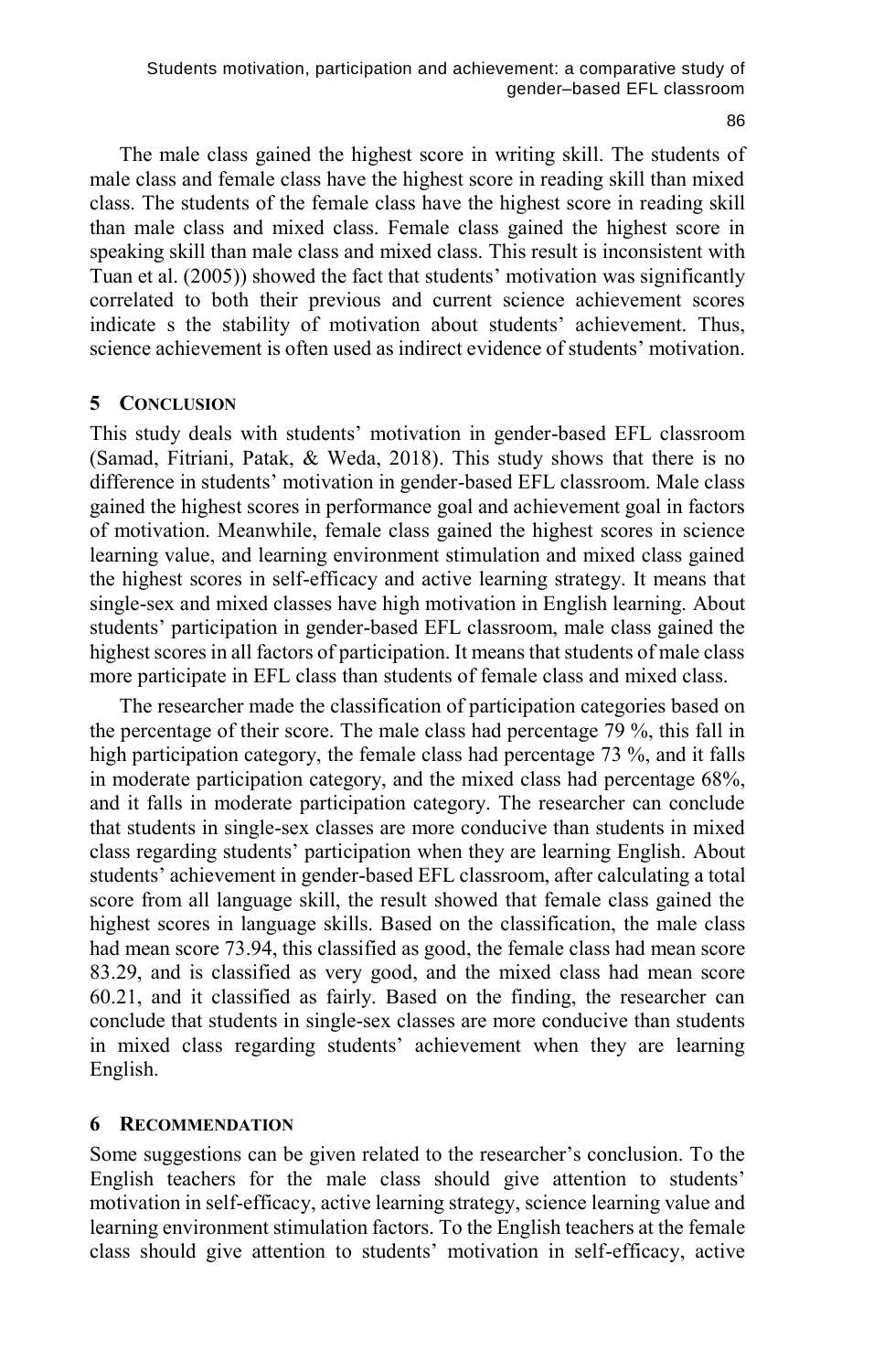The male class gained the highest score in writing skill. The students of male class and female class have the highest score in reading skill than mixed class. The students of the female class have the highest score in reading skill than male class and mixed class. Female class gained the highest score in speaking skill than male class and mixed class. This result is inconsistent with Tuan et al. (2005)) showed the fact that students' motivation was significantly correlated to both their previous and current science achievement scores indicate s the stability of motivation about students' achievement. Thus, science achievement is often used as indirect evidence of students' motivation.

## 5 CONCLUSION

This study deals with students' motivation in gender-based EFL classroom (Samad, Fitriani, Patak, & Weda, 2018). This study shows that there is no difference in students' motivation in gender-based EFL classroom. Male class gained the highest scores in performance goal and achievement goal in factors of motivation. Meanwhile, female class gained the highest scores in science learning value, and learning environment stimulation and mixed class gained the highest scores in self-efficacy and active learning strategy. It means that single-sex and mixed classes have high motivation in English learning. About students' participation in gender-based EFL classroom, male class gained the highest scores in all factors of participation. It means that students of male class more participate in EFL class than students of female class and mixed class.

The researcher made the classification of participation categories based on the percentage of their score. The male class had percentage 79 %, this fall in high participation category, the female class had percentage 73 %, and it falls in moderate participation category, and the mixed class had percentage 68%, and it falls in moderate participation category. The researcher can conclude that students in single-sex classes are more conducive than students in mixed class regarding students' participation when they are learning English. About students' achievement in gender-based EFL classroom, after calculating a total score from all language skill, the result showed that female class gained the highest scores in language skills. Based on the classification, the male class had mean score 73.94, this classified as good, the female class had mean score 83.29, and is classified as very good, and the mixed class had mean score 60.21, and it classified as fairly. Based on the finding, the researcher can conclude that students in single-sex classes are more conducive than students in mixed class regarding students' achievement when they are learning English.

## 6 RECOMMENDATION

Some suggestions can be given related to the researcher's conclusion. To the English teachers for the male class should give attention to students' motivation in self-efficacy, active learning strategy, science learning value and learning environment stimulation factors. To the English teachers at the female class should give attention to students' motivation in self-efficacy, active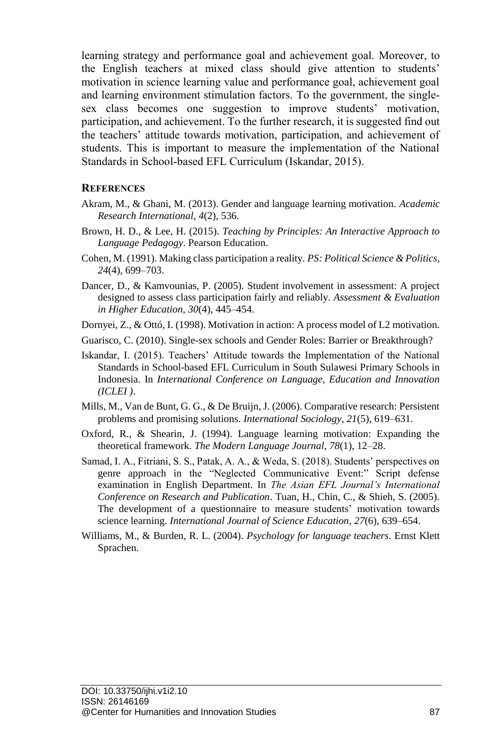learning strategy and performance goal and achievement goal. Moreover, to the English teachers at mixed class should give attention to students' motivation in science learning value and performance goal, achievement goal and learning environment stimulation factors. To the government, the single-sex class becomes one suggestion to improve students' motivation, participation, and achievement. To the further research, it is suggested find out the teachers' attitude towards motivation, participation, and achievement of students. This is important to measure the implementation of the National Standards in School-based EFL Curriculum (Iskandar, 2015).

## REFERENCES

Akram, M., & Ghani, M. (2013). Gender and language learning motivation. *Academic Research International*, *4*(2), 536.

Brown, H. D., & Lee, H. (2015). *Teaching by Principles: An Interactive Approach to Language Pedagogy*. Pearson Education.

Cohen, M. (1991). Making class participation a reality. *PS: Political Science & Politics*, *24*(4), 699–703.

Dancer, D., & Kamvounias, P. (2005). Student involvement in assessment: A project designed to assess class participation fairly and reliably. *Assessment & Evaluation in Higher Education*, *30*(4), 445–454.

Dornyei, Z., & Ottó, I. (1998). Motivation in action: A process model of L2 motivation.

Guarisco, C. (2010). Single-sex schools and Gender Roles: Barrier or Breakthrough?

Iskandar, I. (2015). Teachers' Attitude towards the Implementation of the National Standards in School-based EFL Curriculum in South Sulawesi Primary Schools in Indonesia. In *International Conference on Language, Education and Innovation (ICLEI )*.

Mills, M., Van de Bunt, G. G., & De Bruijn, J. (2006). Comparative research: Persistent problems and promising solutions. *International Sociology*, *21*(5), 619–631.

Oxford, R., & Shearin, J. (1994). Language learning motivation: Expanding the theoretical framework. *The Modern Language Journal*, *78*(1), 12–28.

Samad, I. A., Fitriani, S. S., Patak, A. A., & Weda, S. (2018). Students' perspectives on genre approach in the "Neglected Communicative Event:" Script defense examination in English Department. In *The Asian EFL Journal's International Conference on Research and Publication*. Tuan, H., Chin, C., & Shieh, S. (2005). The development of a questionnaire to measure students' motivation towards science learning. *International Journal of Science Education*, *27*(6), 639–654.

Williams, M., & Burden, R. L. (2004). *Psychology for language teachers*. Ernst Klett Sprachen.